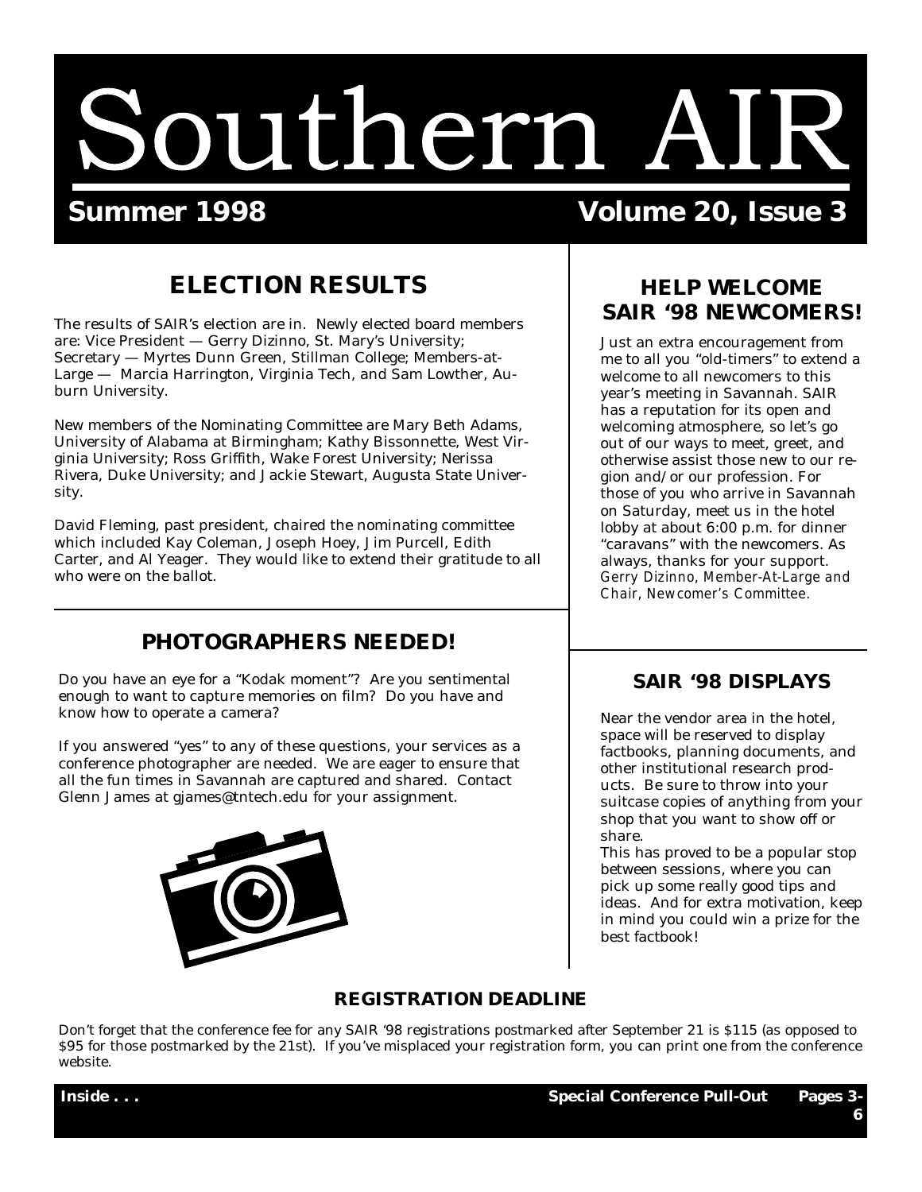# Southern AIR

**Summer 1998** **Volume 20, Issue 3**

## ELECTION RESULTS

The results of SAIR's election are in. Newly elected board members are: Vice President — Gerry Dizinno, St. Mary's University; Secretary — Myrtes Dunn Green, Stillman College; Members-at-Large — Marcia Harrington, Virginia Tech, and Sam Lowther, Auburn University.

New members of the Nominating Committee are Mary Beth Adams, University of Alabama at Birmingham; Kathy Bissonnette, West Virginia University; Ross Griffith, Wake Forest University; Nerissa Rivera, Duke University; and Jackie Stewart, Augusta State University.

David Fleming, past president, chaired the nominating committee which included Kay Coleman, Joseph Hoey, Jim Purcell, Edith Carter, and Al Yeager. They would like to extend their gratitude to all who were on the ballot.

## PHOTOGRAPHERS NEEDED!

Do you have an eye for a "Kodak moment"? Are you sentimental enough to want to capture memories on film? Do you have and know how to operate a camera?

If you answered "yes" to any of these questions, your services as a conference photographer are needed. We are eager to ensure that all the fun times in Savannah are captured and shared. Contact Glenn James at gjames@tntech.edu for your assignment.

## HELP WELCOME SAIR '98 NEWCOMERS!

Just an extra encouragement from me to all you "old-timers" to extend a welcome to all newcomers to this year's meeting in Savannah. SAIR has a reputation for its open and welcoming atmosphere, so let's go out of our ways to meet, greet, and otherwise assist those new to our region and/or our profession. For those of you who arrive in Savannah on Saturday, meet us in the hotel lobby at about 6:00 p.m. for dinner "caravans" with the newcomers. As always, thanks for your support. *Gerry Dizinno, Member-At-Large and Chair, Newcomer's Committee.*

## SAIR '98 DISPLAYS

Near the vendor area in the hotel, space will be reserved to display factbooks, planning documents, and other institutional research products. Be sure to throw into your suitcase copies of anything from your shop that you want to show off or share.

This has proved to be a popular stop between sessions, where you can pick up some really good tips and ideas. And for extra motivation, keep in mind you could win a prize for the best factbook!

### REGISTRATION DEADLINE

Don't forget that the conference fee for any SAIR '98 registrations postmarked after September 21 is $115 (as opposed to $95 for those postmarked by the 21st). If you've misplaced your registration form, you can print one from the conference website.

**Inside . . .** **Special Conference Pull-Out** **Pages 3-6**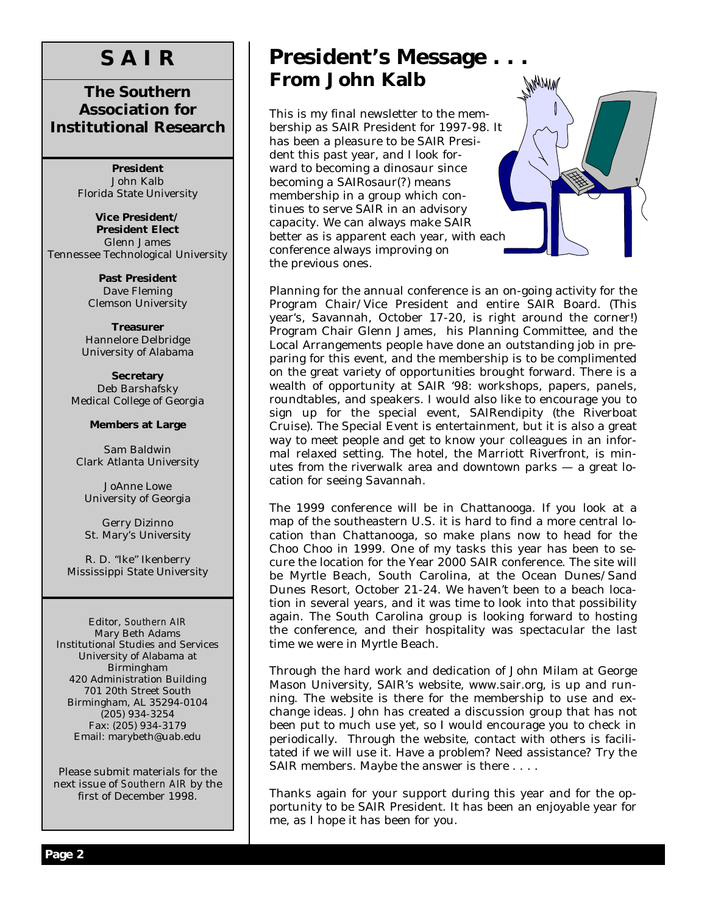# S A I R

## The Southern Association for Institutional Research

**President**
John Kalb
Florida State University

**Vice President/ President Elect**
Glenn James
Tennessee Technological University

**Past President**
Dave Fleming
Clemson University

**Treasurer**
Hannelore Delbridge
University of Alabama

**Secretary**
Deb Barshafsky
Medical College of Georgia

**Members at Large**

Sam Baldwin
Clark Atlanta University

JoAnne Lowe
University of Georgia

Gerry Dizinno
St. Mary's University

R. D. "Ike" Ikenberry
Mississippi State University

Editor, *Southern AIR*
Mary Beth Adams
Institutional Studies and Services
University of Alabama at Birmingham
420 Administration Building
701 20th Street South
Birmingham, AL 35294-0104
(205) 934-3254
Fax: (205) 934-3179
Email: marybeth@uab.edu

Please submit materials for the next issue of *Southern AIR* by the first of December 1998.

# President's Message . . .
## From John Kalb

This is my final newsletter to the membership as SAIR President for 1997-98. It has been a pleasure to be SAIR President this past year, and I look forward to becoming a dinosaur since becoming a SAIRosaur(?) means membership in a group which continues to serve SAIR in an advisory capacity. We can always make SAIR better as is apparent each year, with each conference always improving on the previous ones.

Planning for the annual conference is an on-going activity for the Program Chair/Vice President and entire SAIR Board. (This year's, Savannah, October 17-20, is right around the corner!) Program Chair Glenn James, his Planning Committee, and the Local Arrangements people have done an outstanding job in preparing for this event, and the membership is to be complimented on the great variety of opportunities brought forward. There is a wealth of opportunity at SAIR '98: workshops, papers, panels, roundtables, and speakers. I would also like to encourage you to sign up for the special event, SAIRendipity (the Riverboat Cruise). The Special Event is entertainment, but it is also a great way to meet people and get to know your colleagues in an informal relaxed setting. The hotel, the Marriott Riverfront, is minutes from the riverwalk area and downtown parks — a great location for seeing Savannah.

The 1999 conference will be in Chattanooga. If you look at a map of the southeastern U.S. it is hard to find a more central location than Chattanooga, so make plans now to head for the Choo Choo in 1999. One of my tasks this year has been to secure the location for the Year 2000 SAIR conference. The site will be Myrtle Beach, South Carolina, at the Ocean Dunes/Sand Dunes Resort, October 21-24. We haven't been to a beach location in several years, and it was time to look into that possibility again. The South Carolina group is looking forward to hosting the conference, and their hospitality was spectacular the last time we were in Myrtle Beach.

Through the hard work and dedication of John Milam at George Mason University, SAIR's website, www.sair.org, is up and running. The website is there for the membership to use and exchange ideas. John has created a discussion group that has not been put to much use yet, so I would encourage you to check in periodically. Through the website, contact with others is facilitated if we will use it. Have a problem? Need assistance? Try the SAIR members. Maybe the answer is there . . . .

Thanks again for your support during this year and for the opportunity to be SAIR President. It has been an enjoyable year for me, as I hope it has been for you.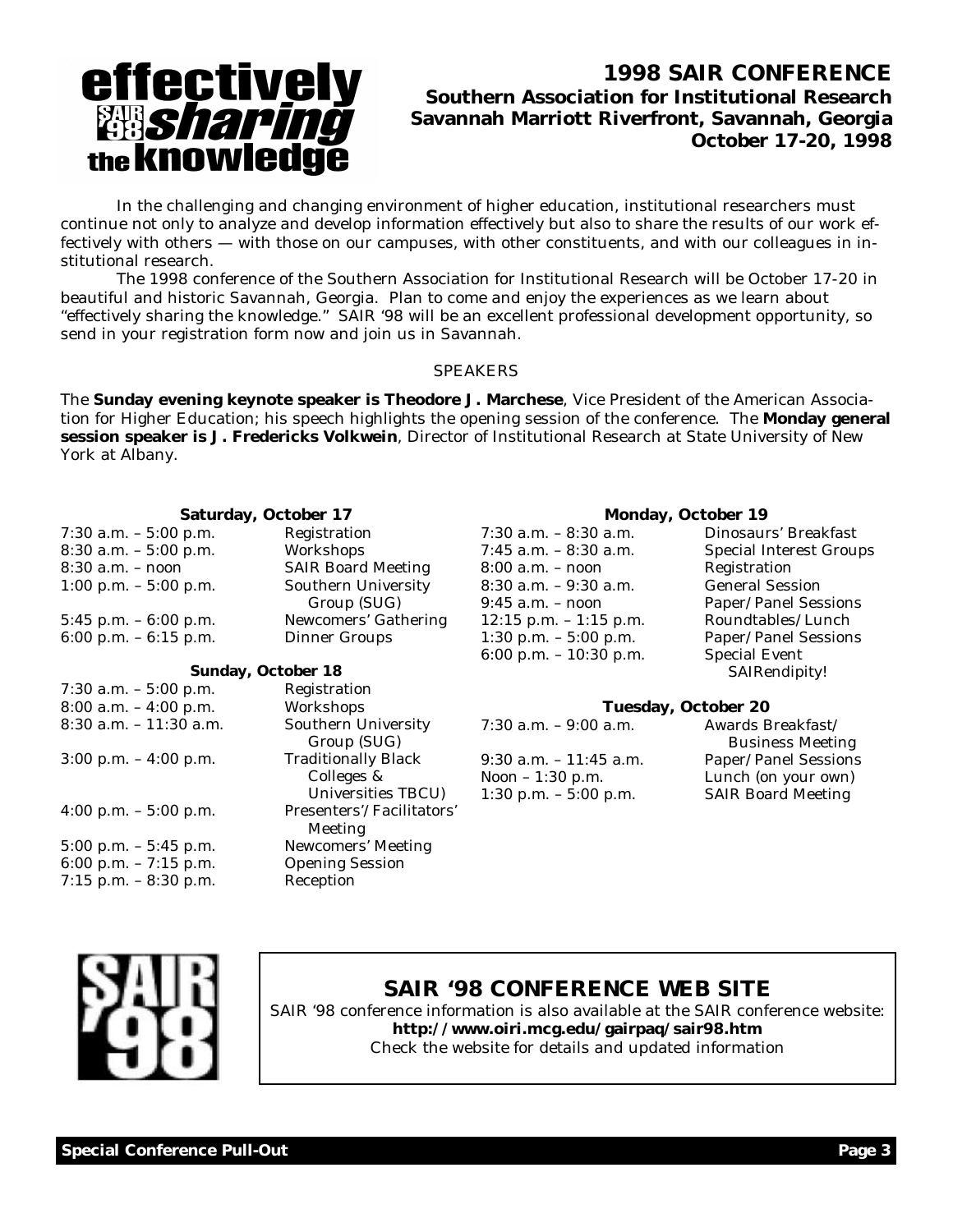# 1998 SAIR CONFERENCE

**Southern Association for Institutional Research**
**Savannah Marriott Riverfront, Savannah, Georgia**
**October 17-20, 1998**

effectively sharing the knowledge

In the challenging and changing environment of higher education, institutional researchers must continue not only to analyze and develop information effectively but also to share the results of our work effectively with others — with those on our campuses, with other constituents, and with our colleagues in institutional research.

The 1998 conference of the Southern Association for Institutional Research will be October 17-20 in beautiful and historic Savannah, Georgia. Plan to come and enjoy the experiences as we learn about "effectively sharing the knowledge." SAIR '98 will be an excellent professional development opportunity, so send in your registration form now and join us in Savannah.

## SPEAKERS

The **Sunday evening keynote speaker is Theodore J. Marchese**, Vice President of the American Association for Higher Education; his speech highlights the opening session of the conference. The **Monday general session speaker is J. Fredericks Volkwein**, Director of Institutional Research at State University of New York at Albany.

### Saturday, October 17

| Time | Event |
|---|---|
| 7:30 a.m. – 5:00 p.m. | Registration |
| 8:30 a.m. – 5:00 p.m. | Workshops |
| 8:30 a.m. – noon | SAIR Board Meeting |
| 1:00 p.m. – 5:00 p.m. | Southern University Group (SUG) |
| 5:45 p.m. – 6:00 p.m. | Newcomers' Gathering |
| 6:00 p.m. – 6:15 p.m. | Dinner Groups |

### Sunday, October 18

| Time | Event |
|---|---|
| 7:30 a.m. – 5:00 p.m. | Registration |
| 8:00 a.m. – 4:00 p.m. | Workshops |
| 8:30 a.m. – 11:30 a.m. | Southern University Group (SUG) |
| 3:00 p.m. – 4:00 p.m. | Traditionally Black Colleges & Universities TBCU) |
| 4:00 p.m. – 5:00 p.m. | Presenters'/Facilitators' Meeting |
| 5:00 p.m. – 5:45 p.m. | Newcomers' Meeting |
| 6:00 p.m. – 7:15 p.m. | Opening Session |
| 7:15 p.m. – 8:30 p.m. | Reception |

### Monday, October 19

| Time | Event |
|---|---|
| 7:30 a.m. – 8:30 a.m. | Dinosaurs' Breakfast |
| 7:45 a.m. – 8:30 a.m. | Special Interest Groups |
| 8:00 a.m. – noon | Registration |
| 8:30 a.m. – 9:30 a.m. | General Session |
| 9:45 a.m. – noon | Paper/Panel Sessions |
| 12:15 p.m. – 1:15 p.m. | Roundtables/Lunch |
| 1:30 p.m. – 5:00 p.m. | Paper/Panel Sessions |
| 6:00 p.m. – 10:30 p.m. | Special Event SAIRendipity! |

### Tuesday, October 20

| Time | Event |
|---|---|
| 7:30 a.m. – 9:00 a.m. | Awards Breakfast/ Business Meeting |
| 9:30 a.m. – 11:45 a.m. | Paper/Panel Sessions |
| Noon – 1:30 p.m. | Lunch (on your own) |
| 1:30 p.m. – 5:00 p.m. | SAIR Board Meeting |

SAIR '98

## SAIR '98 CONFERENCE WEB SITE

SAIR '98 conference information is also available at the SAIR conference website:
**http://www.oiri.mcg.edu/gairpaq/sair98.htm**
Check the website for details and updated information

**Special Conference Pull-Out**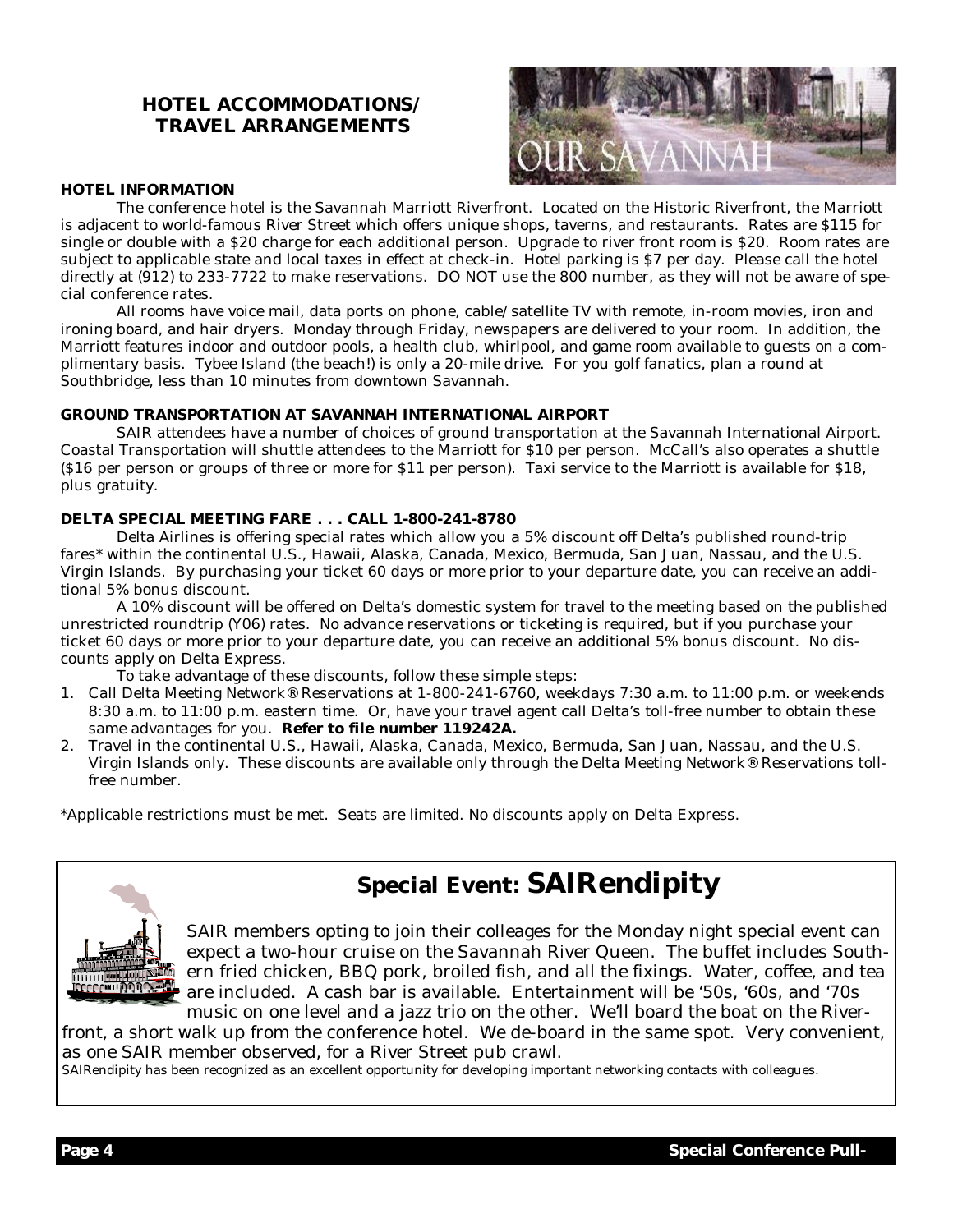## HOTEL ACCOMMODATIONS/ TRAVEL ARRANGEMENTS

### HOTEL INFORMATION

The conference hotel is the Savannah Marriott Riverfront. Located on the Historic Riverfront, the Marriott is adjacent to world-famous River Street which offers unique shops, taverns, and restaurants. Rates are $115 for single or double with a $20 charge for each additional person. Upgrade to river front room is $20. Room rates are subject to applicable state and local taxes in effect at check-in. Hotel parking is $7 per day. Please call the hotel directly at (912) to 233-7722 to make reservations. DO NOT use the 800 number, as they will not be aware of special conference rates.

All rooms have voice mail, data ports on phone, cable/satellite TV with remote, in-room movies, iron and ironing board, and hair dryers. Monday through Friday, newspapers are delivered to your room. In addition, the Marriott features indoor and outdoor pools, a health club, whirlpool, and game room available to guests on a complimentary basis. Tybee Island (the beach!) is only a 20-mile drive. For you golf fanatics, plan a round at Southbridge, less than 10 minutes from downtown Savannah.

### GROUND TRANSPORTATION AT SAVANNAH INTERNATIONAL AIRPORT

SAIR attendees have a number of choices of ground transportation at the Savannah International Airport. Coastal Transportation will shuttle attendees to the Marriott for $10 per person. McCall's also operates a shuttle ($16 per person or groups of three or more for $11 per person). Taxi service to the Marriott is available for $18, plus gratuity.

### DELTA SPECIAL MEETING FARE . . . CALL 1-800-241-8780

Delta Airlines is offering special rates which allow you a 5% discount off Delta's published round-trip fares* within the continental U.S., Hawaii, Alaska, Canada, Mexico, Bermuda, San Juan, Nassau, and the U.S. Virgin Islands. By purchasing your ticket 60 days or more prior to your departure date, you can receive an additional 5% bonus discount.

A 10% discount will be offered on Delta's domestic system for travel to the meeting based on the published unrestricted roundtrip (Y06) rates. No advance reservations or ticketing is required, but if you purchase your ticket 60 days or more prior to your departure date, you can receive an additional 5% bonus discount. No discounts apply on Delta Express.

To take advantage of these discounts, follow these simple steps:

1. Call Delta Meeting Network® Reservations at 1-800-241-6760, weekdays 7:30 a.m. to 11:00 p.m. or weekends 8:30 a.m. to 11:00 p.m. eastern time. Or, have your travel agent call Delta's toll-free number to obtain these same advantages for you. **Refer to file number 119242A.**
2. Travel in the continental U.S., Hawaii, Alaska, Canada, Mexico, Bermuda, San Juan, Nassau, and the U.S. Virgin Islands only. These discounts are available only through the Delta Meeting Network® Reservations toll-free number.

*Applicable restrictions must be met. Seats are limited. No discounts apply on Delta Express.

## Special Event: SAIRendipity

SAIR members opting to join their colleages for the Monday night special event can expect a two-hour cruise on the Savannah River Queen. The buffet includes Southern fried chicken, BBQ pork, broiled fish, and all the fixings. Water, coffee, and tea are included. A cash bar is available. Entertainment will be '50s, '60s, and '70s music on one level and a jazz trio on the other. We'll board the boat on the Riverfront, a short walk up from the conference hotel. We de-board in the same spot. Very convenient, as one SAIR member observed, for a River Street pub crawl.

SAIRendipity has been recognized as an excellent opportunity for developing important networking contacts with colleagues.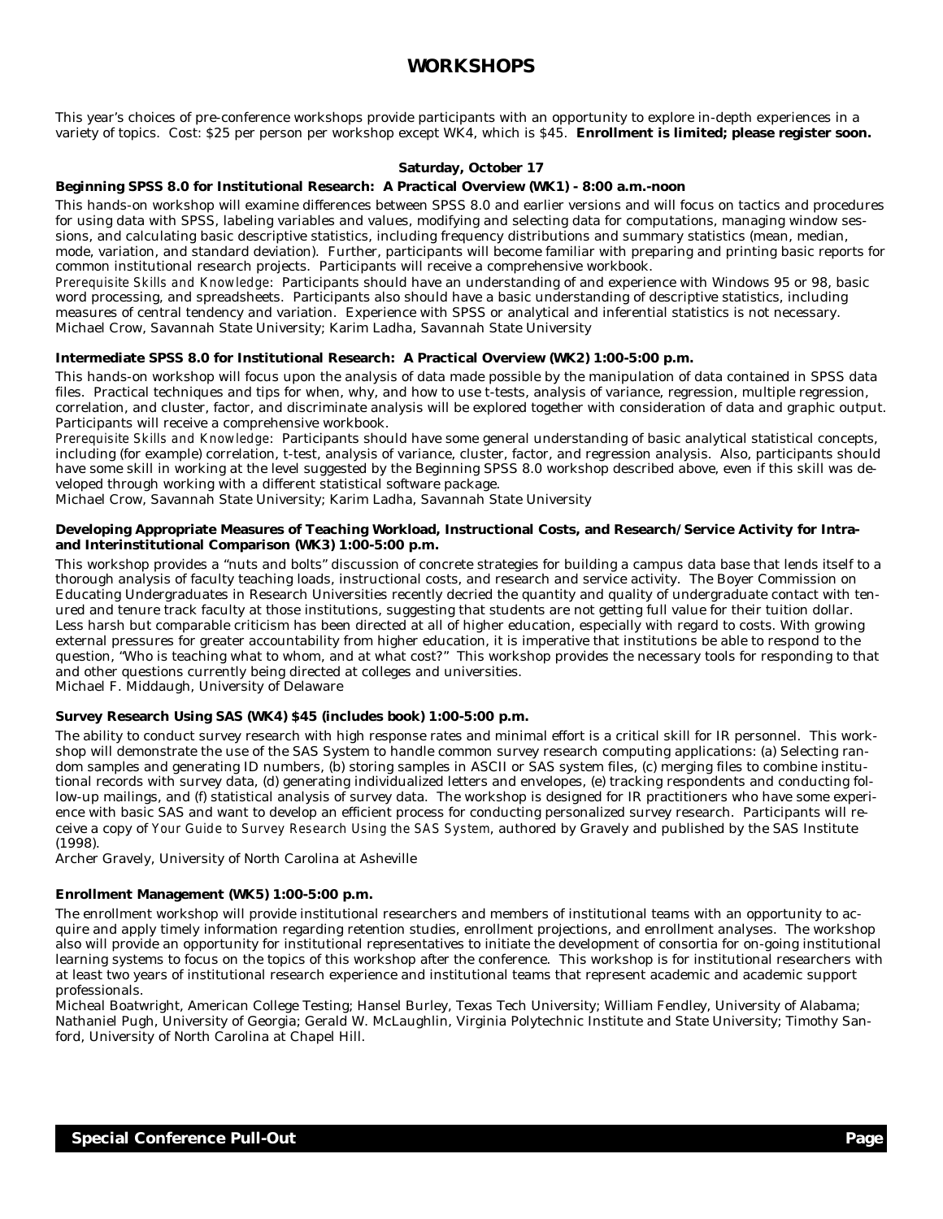# WORKSHOPS

This year's choices of pre-conference workshops provide participants with an opportunity to explore in-depth experiences in a variety of topics. Cost: $25 per person per workshop except WK4, which is $45. **Enrollment is limited; please register soon.**

### Saturday, October 17

**Beginning SPSS 8.0 for Institutional Research: A Practical Overview (WK1) - 8:00 a.m.-noon**

This hands-on workshop will examine differences between SPSS 8.0 and earlier versions and will focus on tactics and procedures for using data with SPSS, labeling variables and values, modifying and selecting data for computations, managing window sessions, and calculating basic descriptive statistics, including frequency distributions and summary statistics (mean, median, mode, variation, and standard deviation). Further, participants will become familiar with preparing and printing basic reports for common institutional research projects. Participants will receive a comprehensive workbook.

*Prerequisite Skills and Knowledge*: Participants should have an understanding of and experience with Windows 95 or 98, basic word processing, and spreadsheets. Participants also should have a basic understanding of descriptive statistics, including measures of central tendency and variation. Experience with SPSS or analytical and inferential statistics is not necessary.

Michael Crow, Savannah State University; Karim Ladha, Savannah State University

**Intermediate SPSS 8.0 for Institutional Research: A Practical Overview (WK2) 1:00-5:00 p.m.**

This hands-on workshop will focus upon the analysis of data made possible by the manipulation of data contained in SPSS data files. Practical techniques and tips for when, why, and how to use t-tests, analysis of variance, regression, multiple regression, correlation, and cluster, factor, and discriminate analysis will be explored together with consideration of data and graphic output. Participants will receive a comprehensive workbook.

*Prerequisite Skills and Knowledge*: Participants should have some general understanding of basic analytical statistical concepts, including (for example) correlation, t-test, analysis of variance, cluster, factor, and regression analysis. Also, participants should have some skill in working at the level suggested by the Beginning SPSS 8.0 workshop described above, even if this skill was developed through working with a different statistical software package.

Michael Crow, Savannah State University; Karim Ladha, Savannah State University

**Developing Appropriate Measures of Teaching Workload, Instructional Costs, and Research/Service Activity for Intra- and Interinstitutional Comparison (WK3) 1:00-5:00 p.m.**

This workshop provides a "nuts and bolts" discussion of concrete strategies for building a campus data base that lends itself to a thorough analysis of faculty teaching loads, instructional costs, and research and service activity. The Boyer Commission on Educating Undergraduates in Research Universities recently decried the quantity and quality of undergraduate contact with tenured and tenure track faculty at those institutions, suggesting that students are not getting full value for their tuition dollar. Less harsh but comparable criticism has been directed at all of higher education, especially with regard to costs. With growing external pressures for greater accountability from higher education, it is imperative that institutions be able to respond to the question, "Who is teaching what to whom, and at what cost?" This workshop provides the necessary tools for responding to that and other questions currently being directed at colleges and universities.

Michael F. Middaugh, University of Delaware

**Survey Research Using SAS (WK4) $45 (includes book) 1:00-5:00 p.m.**

The ability to conduct survey research with high response rates and minimal effort is a critical skill for IR personnel. This workshop will demonstrate the use of the SAS System to handle common survey research computing applications: (a) Selecting random samples and generating ID numbers, (b) storing samples in ASCII or SAS system files, (c) merging files to combine institutional records with survey data, (d) generating individualized letters and envelopes, (e) tracking respondents and conducting follow-up mailings, and (f) statistical analysis of survey data. The workshop is designed for IR practitioners who have some experience with basic SAS and want to develop an efficient process for conducting personalized survey research. Participants will receive a copy of *Your Guide to Survey Research Using the SAS System*, authored by Gravely and published by the SAS Institute (1998).

Archer Gravely, University of North Carolina at Asheville

**Enrollment Management (WK5) 1:00-5:00 p.m.**

The enrollment workshop will provide institutional researchers and members of institutional teams with an opportunity to acquire and apply timely information regarding retention studies, enrollment projections, and enrollment analyses. The workshop also will provide an opportunity for institutional representatives to initiate the development of consortia for on-going institutional learning systems to focus on the topics of this workshop after the conference. This workshop is for institutional researchers with at least two years of institutional research experience and institutional teams that represent academic and academic support professionals.

Micheal Boatwright, American College Testing; Hansel Burley, Texas Tech University; William Fendley, University of Alabama; Nathaniel Pugh, University of Georgia; Gerald W. McLaughlin, Virginia Polytechnic Institute and State University; Timothy Sanford, University of North Carolina at Chapel Hill.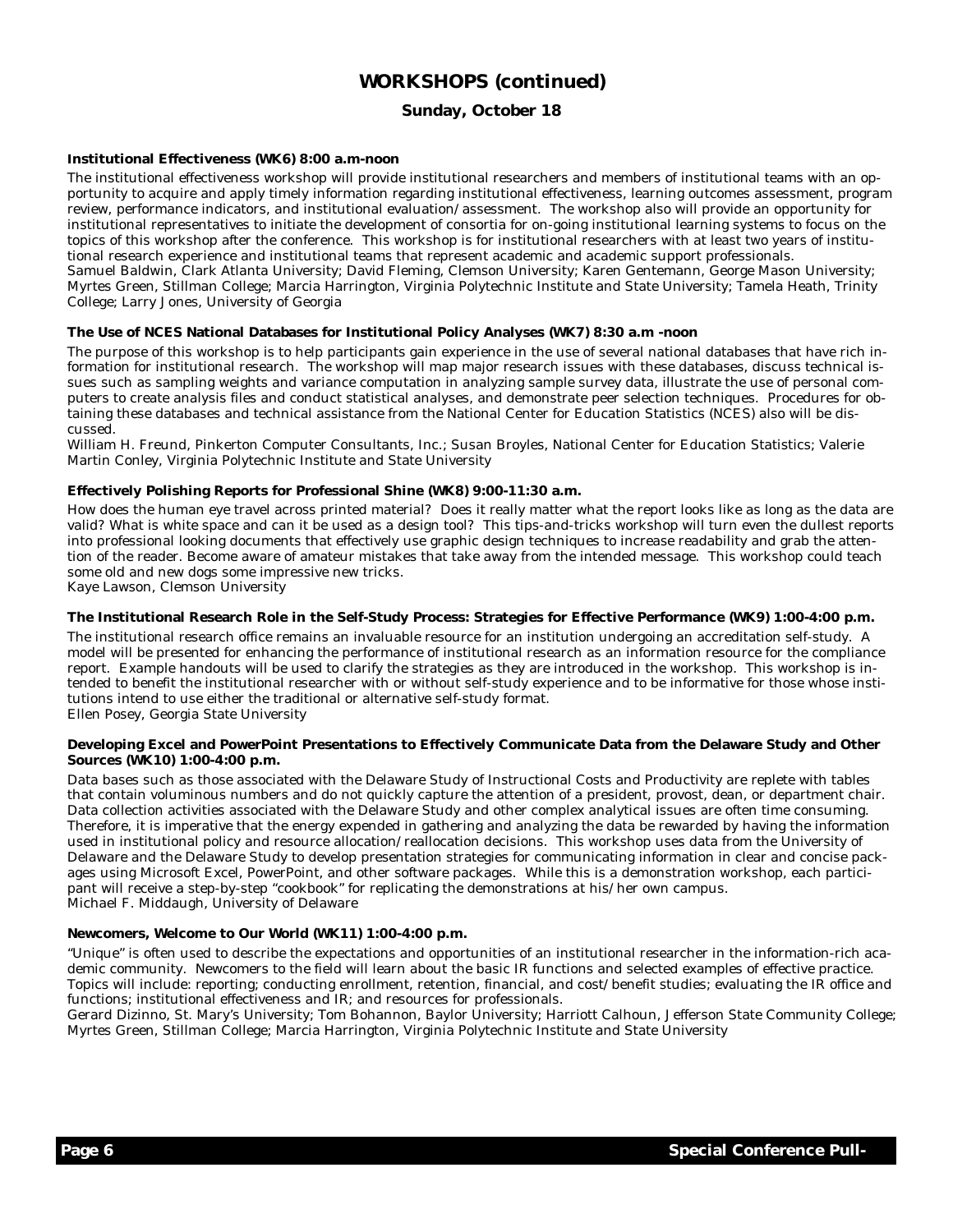# WORKSHOPS (continued)

## Sunday, October 18

**Institutional Effectiveness (WK6) 8:00 a.m-noon**

The institutional effectiveness workshop will provide institutional researchers and members of institutional teams with an opportunity to acquire and apply timely information regarding institutional effectiveness, learning outcomes assessment, program review, performance indicators, and institutional evaluation/assessment. The workshop also will provide an opportunity for institutional representatives to initiate the development of consortia for on-going institutional learning systems to focus on the topics of this workshop after the conference. This workshop is for institutional researchers with at least two years of institutional research experience and institutional teams that represent academic and academic support professionals.
Samuel Baldwin, Clark Atlanta University; David Fleming, Clemson University; Karen Gentemann, George Mason University; Myrtes Green, Stillman College; Marcia Harrington, Virginia Polytechnic Institute and State University; Tamela Heath, Trinity College; Larry Jones, University of Georgia

**The Use of NCES National Databases for Institutional Policy Analyses (WK7) 8:30 a.m -noon**

The purpose of this workshop is to help participants gain experience in the use of several national databases that have rich information for institutional research. The workshop will map major research issues with these databases, discuss technical issues such as sampling weights and variance computation in analyzing sample survey data, illustrate the use of personal computers to create analysis files and conduct statistical analyses, and demonstrate peer selection techniques. Procedures for obtaining these databases and technical assistance from the National Center for Education Statistics (NCES) also will be discussed.
William H. Freund, Pinkerton Computer Consultants, Inc.; Susan Broyles, National Center for Education Statistics; Valerie Martin Conley, Virginia Polytechnic Institute and State University

**Effectively Polishing Reports for Professional Shine (WK8) 9:00-11:30 a.m.**

How does the human eye travel across printed material? Does it really matter what the report looks like as long as the data are valid? What is white space and can it be used as a design tool? This tips-and-tricks workshop will turn even the dullest reports into professional looking documents that effectively use graphic design techniques to increase readability and grab the attention of the reader. Become aware of amateur mistakes that take away from the intended message. This workshop could teach some old and new dogs some impressive new tricks.
Kaye Lawson, Clemson University

**The Institutional Research Role in the Self-Study Process: Strategies for Effective Performance (WK9) 1:00-4:00 p.m.**

The institutional research office remains an invaluable resource for an institution undergoing an accreditation self-study. A model will be presented for enhancing the performance of institutional research as an information resource for the compliance report. Example handouts will be used to clarify the strategies as they are introduced in the workshop. This workshop is intended to benefit the institutional researcher with or without self-study experience and to be informative for those whose institutions intend to use either the traditional or alternative self-study format.
Ellen Posey, Georgia State University

**Developing Excel and PowerPoint Presentations to Effectively Communicate Data from the Delaware Study and Other Sources (WK10) 1:00-4:00 p.m.**

Data bases such as those associated with the Delaware Study of Instructional Costs and Productivity are replete with tables that contain voluminous numbers and do not quickly capture the attention of a president, provost, dean, or department chair. Data collection activities associated with the Delaware Study and other complex analytical issues are often time consuming. Therefore, it is imperative that the energy expended in gathering and analyzing the data be rewarded by having the information used in institutional policy and resource allocation/reallocation decisions. This workshop uses data from the University of Delaware and the Delaware Study to develop presentation strategies for communicating information in clear and concise packages using Microsoft Excel, PowerPoint, and other software packages. While this is a demonstration workshop, each participant will receive a step-by-step "cookbook" for replicating the demonstrations at his/her own campus.
Michael F. Middaugh, University of Delaware

**Newcomers, Welcome to Our World (WK11) 1:00-4:00 p.m.**

"Unique" is often used to describe the expectations and opportunities of an institutional researcher in the information-rich academic community. Newcomers to the field will learn about the basic IR functions and selected examples of effective practice. Topics will include: reporting; conducting enrollment, retention, financial, and cost/benefit studies; evaluating the IR office and functions; institutional effectiveness and IR; and resources for professionals.
Gerard Dizinno, St. Mary's University; Tom Bohannon, Baylor University; Harriott Calhoun, Jefferson State Community College; Myrtes Green, Stillman College; Marcia Harrington, Virginia Polytechnic Institute and State University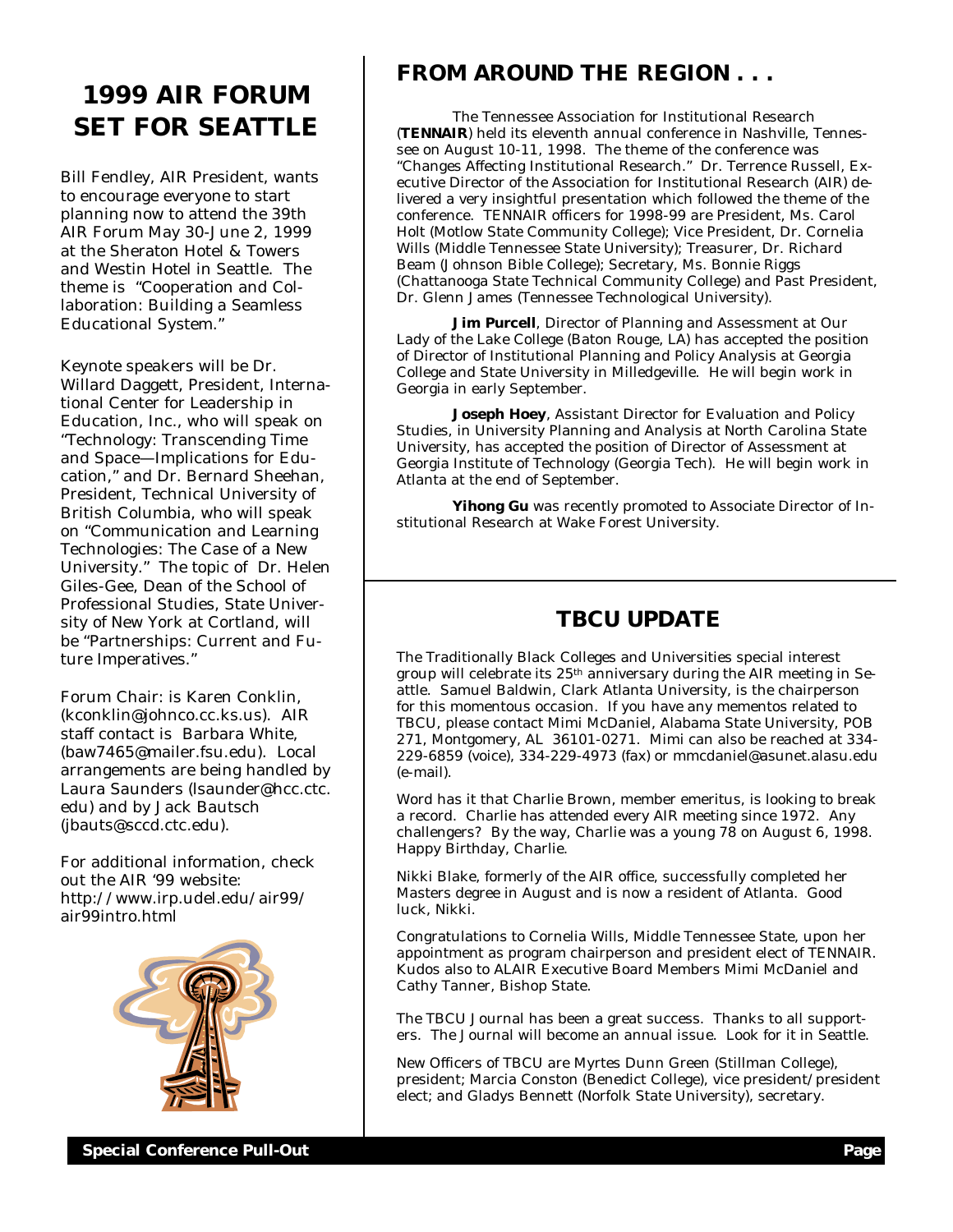# 1999 AIR FORUM SET FOR SEATTLE

Bill Fendley, AIR President, wants to encourage everyone to start planning now to attend the 39th AIR Forum May 30-June 2, 1999 at the Sheraton Hotel & Towers and Westin Hotel in Seattle. The theme is "Cooperation and Collaboration: Building a Seamless Educational System."

Keynote speakers will be Dr. Willard Daggett, President, International Center for Leadership in Education, Inc., who will speak on "Technology: Transcending Time and Space—Implications for Education," and Dr. Bernard Sheehan, President, Technical University of British Columbia, who will speak on "Communication and Learning Technologies: The Case of a New University." The topic of Dr. Helen Giles-Gee, Dean of the School of Professional Studies, State University of New York at Cortland, will be "Partnerships: Current and Future Imperatives."

Forum Chair: is Karen Conklin, (kconklin@johnco.cc.ks.us). AIR staff contact is Barbara White, (baw7465@mailer.fsu.edu). Local arrangements are being handled by Laura Saunders (lsaunder@hcc.ctc.edu) and by Jack Bautsch (jbauts@sccd.ctc.edu).

For additional information, check out the AIR '99 website: http://www.irp.udel.edu/air99/air99intro.html

## FROM AROUND THE REGION . . .

The Tennessee Association for Institutional Research (**TENNAIR**) held its eleventh annual conference in Nashville, Tennessee on August 10-11, 1998. The theme of the conference was "Changes Affecting Institutional Research." Dr. Terrence Russell, Executive Director of the Association for Institutional Research (AIR) delivered a very insightful presentation which followed the theme of the conference. TENNAIR officers for 1998-99 are President, Ms. Carol Holt (Motlow State Community College); Vice President, Dr. Cornelia Wills (Middle Tennessee State University); Treasurer, Dr. Richard Beam (Johnson Bible College); Secretary, Ms. Bonnie Riggs (Chattanooga State Technical Community College) and Past President, Dr. Glenn James (Tennessee Technological University).

**Jim Purcell**, Director of Planning and Assessment at Our Lady of the Lake College (Baton Rouge, LA) has accepted the position of Director of Institutional Planning and Policy Analysis at Georgia College and State University in Milledgeville. He will begin work in Georgia in early September.

**Joseph Hoey**, Assistant Director for Evaluation and Policy Studies, in University Planning and Analysis at North Carolina State University, has accepted the position of Director of Assessment at Georgia Institute of Technology (Georgia Tech). He will begin work in Atlanta at the end of September.

**Yihong Gu** was recently promoted to Associate Director of Institutional Research at Wake Forest University.

## TBCU UPDATE

The Traditionally Black Colleges and Universities special interest group will celebrate its 25th anniversary during the AIR meeting in Seattle. Samuel Baldwin, Clark Atlanta University, is the chairperson for this momentous occasion. If you have any mementos related to TBCU, please contact Mimi McDaniel, Alabama State University, POB 271, Montgomery, AL 36101-0271. Mimi can also be reached at 334-229-6859 (voice), 334-229-4973 (fax) or mmcdaniel@asunet.alasu.edu (e-mail).

Word has it that Charlie Brown, member emeritus, is looking to break a record. Charlie has attended every AIR meeting since 1972. Any challengers? By the way, Charlie was a young 78 on August 6, 1998. Happy Birthday, Charlie.

Nikki Blake, formerly of the AIR office, successfully completed her Masters degree in August and is now a resident of Atlanta. Good luck, Nikki.

Congratulations to Cornelia Wills, Middle Tennessee State, upon her appointment as program chairperson and president elect of TENNAIR. Kudos also to ALAIR Executive Board Members Mimi McDaniel and Cathy Tanner, Bishop State.

The TBCU Journal has been a great success. Thanks to all supporters. The Journal will become an annual issue. Look for it in Seattle.

New Officers of TBCU are Myrtes Dunn Green (Stillman College), president; Marcia Conston (Benedict College), vice president/president elect; and Gladys Bennett (Norfolk State University), secretary.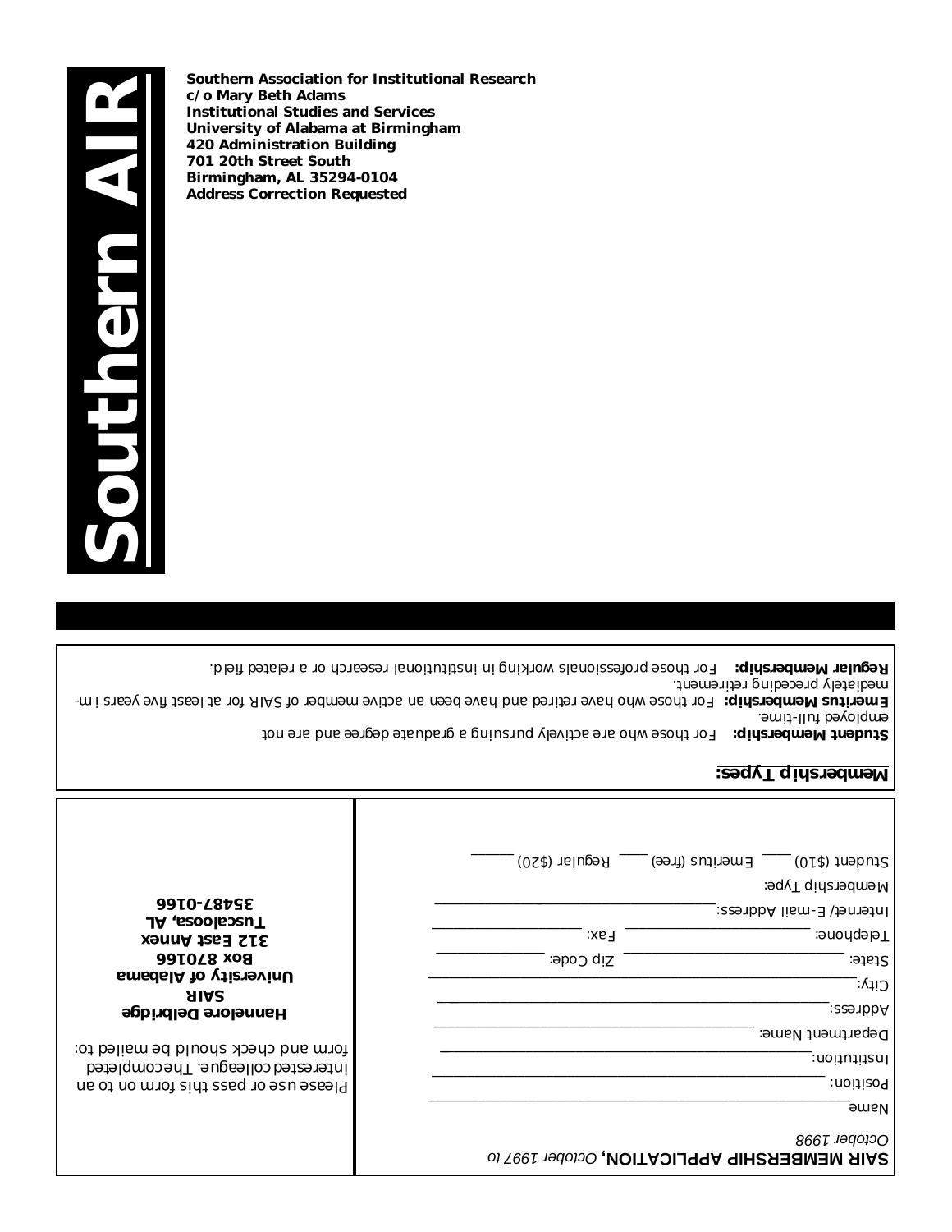# Southern AIR

**Southern Association for Institutional Research**
**c/o Mary Beth Adams**
**Institutional Studies and Services**
**University of Alabama at Birmingham**
**420 Administration Building**
**701 20th Street South**
**Birmingham, AL 35294-0104**
**Address Correction Requested**

**Membership Types:**

**Student Membership:** For those who are actively pursuing a graduate degree and are not employed full-time.

**Emeritus Membership:** For those who have retired and have been an active member of SAIR for at least five years immediately preceding retirement.

**Regular Membership:** For those professionals working in institutional research or a related field.

**SAIR MEMBERSHIP APPLICATION,** *October 1997 to October 1998*

Name ______________________________

Position: ______________________________

Institution: ______________________________

Department Name: ______________________________

Address: ______________________________

City: ______________________________

State: ______________ Zip Code: ______________

Telephone: ______________ Fax: ______________

Internet/ E-mail Address: ______________________________

Membership Type:

Student ($10) ____ Emeritus (free) ____ Regular ($20) ____

Please use or pass this form on to an interested colleague. The completed form and check should be mailed to:

**Hannelore Delbridge**
**SAIR**
**University of Alabama**
**Box 870166**
**312 East Annex**
**Tuscaloosa, AL**
**35487-0166**